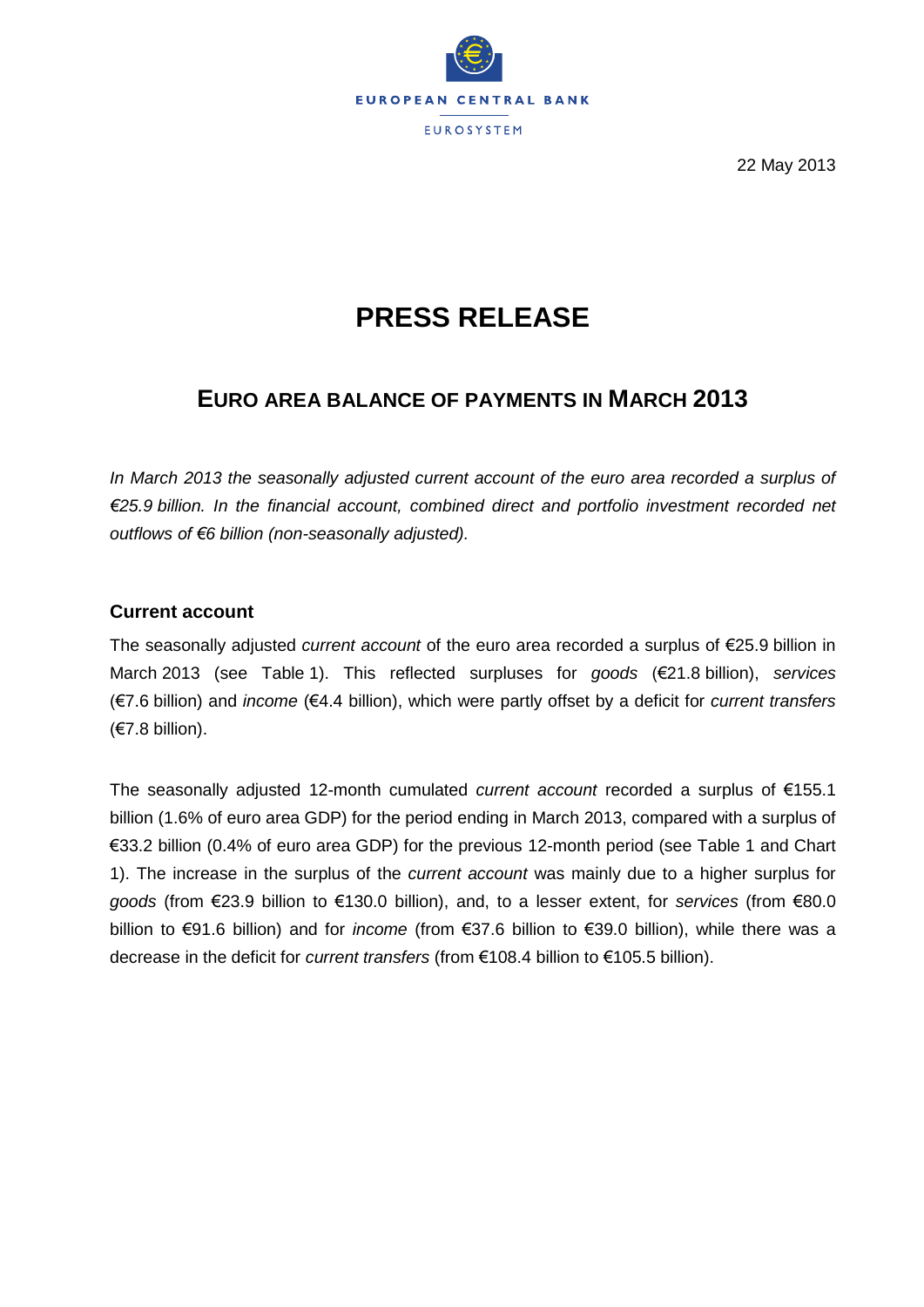EUROPEAN CENTRAL BANK

EUROSYSTEM

22 May 2013

# PRESS RELEASE

## EURO AREA BALANCE OF PAYMENTS IN MARCH 2013

*In March 2013 the seasonally adjusted current account of the euro area recorded a surplus of €25.9 billion. In the financial account, combined direct and portfolio investment recorded net outflows of €6 billion (non-seasonally adjusted).*

### Current account

The seasonally adjusted *current account* of the euro area recorded a surplus of €25.9 billion in March 2013 (see Table 1). This reflected surpluses for *goods* (€21.8 billion), *services* (€7.6 billion) and *income* (€4.4 billion), which were partly offset by a deficit for *current transfers* (€7.8 billion).

The seasonally adjusted 12-month cumulated *current account* recorded a surplus of €155.1 billion (1.6% of euro area GDP) for the period ending in March 2013, compared with a surplus of €33.2 billion (0.4% of euro area GDP) for the previous 12-month period (see Table 1 and Chart 1). The increase in the surplus of the *current account* was mainly due to a higher surplus for *goods* (from €23.9 billion to €130.0 billion), and, to a lesser extent, for *services* (from €80.0 billion to €91.6 billion) and for *income* (from €37.6 billion to €39.0 billion), while there was a decrease in the deficit for *current transfers* (from €108.4 billion to €105.5 billion).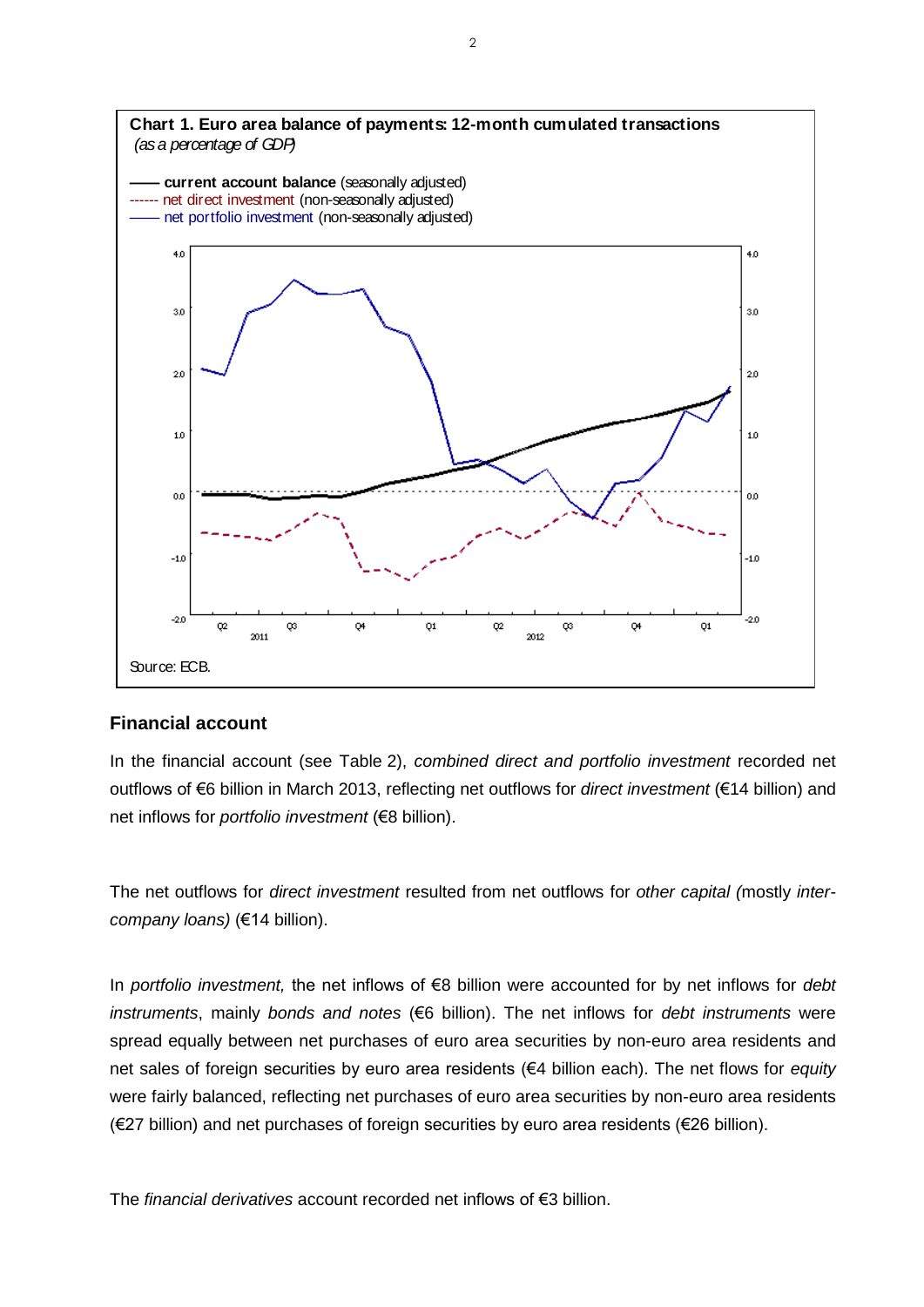**Chart 1. Euro area balance of payments: 12-month cumulated transactions**
*(as a percentage of GDP)*

**current account balance** (seasonally adjusted)
net direct investment (non-seasonally adjusted)
net portfolio investment (non-seasonally adjusted)

Source: ECB.

## Financial account

In the financial account (see Table 2), *combined direct and portfolio investment* recorded net outflows of €6 billion in March 2013, reflecting net outflows for *direct investment* (€14 billion) and net inflows for *portfolio investment* (€8 billion).

The net outflows for *direct investment* resulted from net outflows for *other capital (*mostly *inter-company loans)* (€14 billion).

In *portfolio investment,* the net inflows of €8 billion were accounted for by net inflows for *debt instruments*, mainly *bonds and notes* (€6 billion). The net inflows for *debt instruments* were spread equally between net purchases of euro area securities by non-euro area residents and net sales of foreign securities by euro area residents (€4 billion each). The net flows for *equity* were fairly balanced, reflecting net purchases of euro area securities by non-euro area residents (€27 billion) and net purchases of foreign securities by euro area residents (€26 billion).

The *financial derivatives* account recorded net inflows of €3 billion.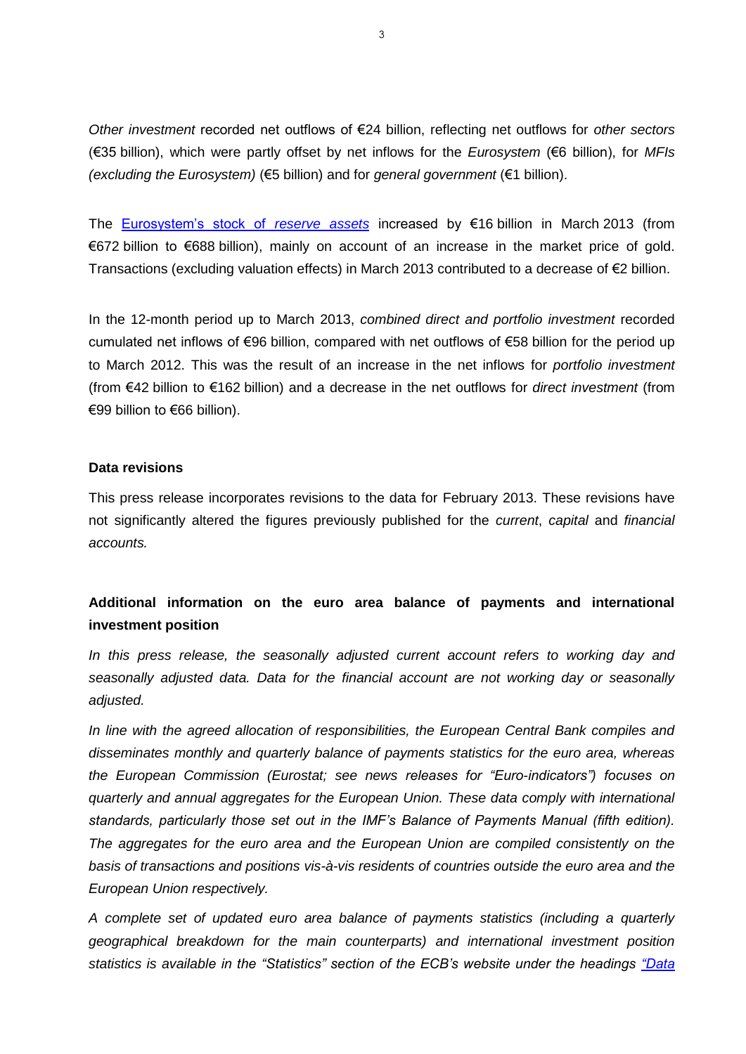*Other investment* recorded net outflows of €24 billion, reflecting net outflows for *other sectors* (€35 billion), which were partly offset by net inflows for the *Eurosystem* (€6 billion), for *MFIs (excluding the Eurosystem)* (€5 billion) and for *general government* (€1 billion).

The Eurosystem's stock of *reserve assets* increased by €16 billion in March 2013 (from €672 billion to €688 billion), mainly on account of an increase in the market price of gold. Transactions (excluding valuation effects) in March 2013 contributed to a decrease of €2 billion.

In the 12-month period up to March 2013, *combined direct and portfolio investment* recorded cumulated net inflows of €96 billion, compared with net outflows of €58 billion for the period up to March 2012. This was the result of an increase in the net inflows for *portfolio investment* (from €42 billion to €162 billion) and a decrease in the net outflows for *direct investment* (from €99 billion to €66 billion).

**Data revisions**

This press release incorporates revisions to the data for February 2013. These revisions have not significantly altered the figures previously published for the *current*, *capital* and *financial accounts.*

**Additional information on the euro area balance of payments and international investment position**

*In this press release, the seasonally adjusted current account refers to working day and seasonally adjusted data. Data for the financial account are not working day or seasonally adjusted.*

*In line with the agreed allocation of responsibilities, the European Central Bank compiles and disseminates monthly and quarterly balance of payments statistics for the euro area, whereas the European Commission (Eurostat; see news releases for "Euro-indicators") focuses on quarterly and annual aggregates for the European Union. These data comply with international standards, particularly those set out in the IMF's Balance of Payments Manual (fifth edition). The aggregates for the euro area and the European Union are compiled consistently on the basis of transactions and positions vis-à-vis residents of countries outside the euro area and the European Union respectively.*

*A complete set of updated euro area balance of payments statistics (including a quarterly geographical breakdown for the main counterparts) and international investment position statistics is available in the "Statistics" section of the ECB's website under the headings "Data*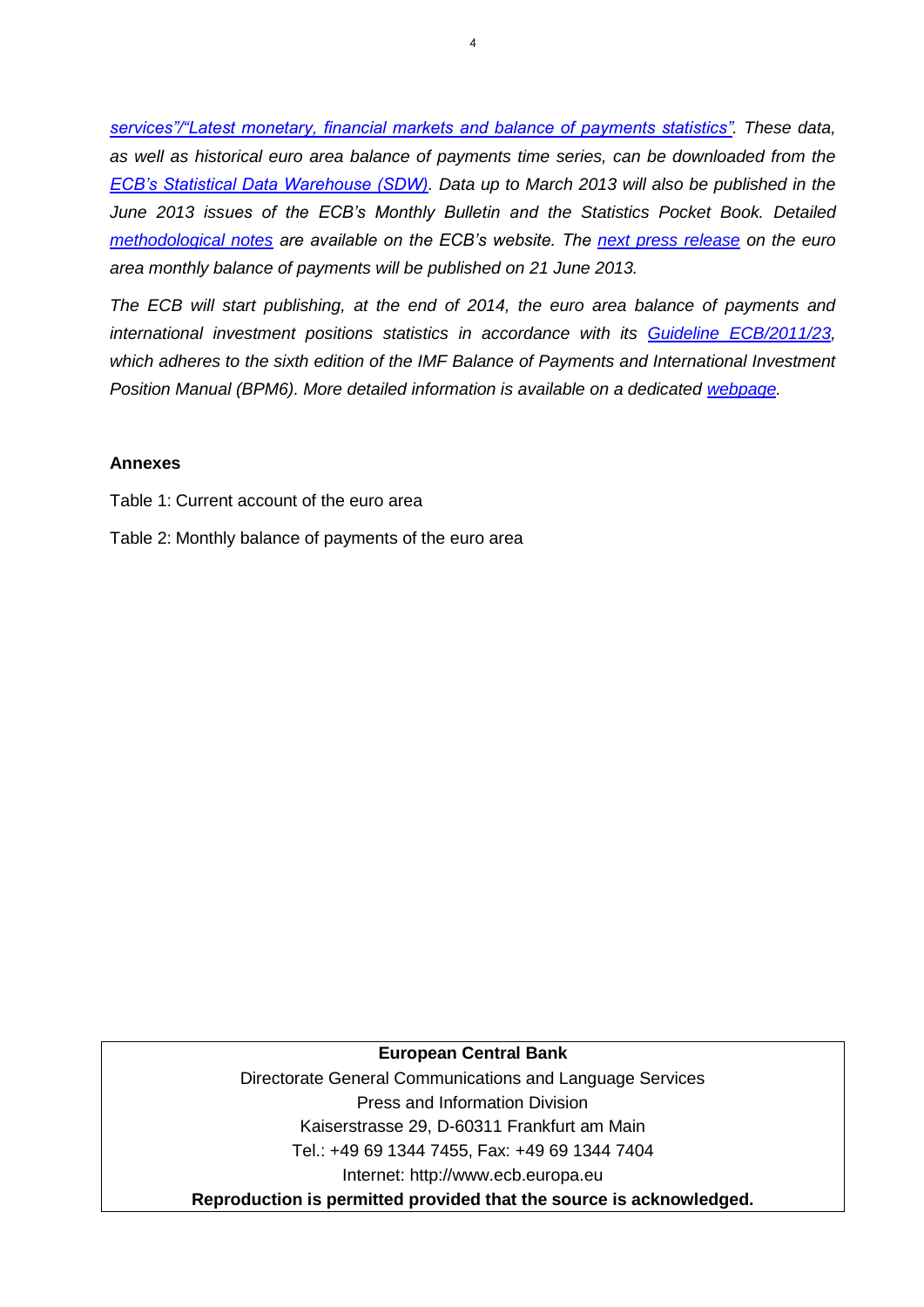*services"/"Latest monetary, financial markets and balance of payments statistics". These data, as well as historical euro area balance of payments time series, can be downloaded from the ECB's Statistical Data Warehouse (SDW). Data up to March 2013 will also be published in the June 2013 issues of the ECB's Monthly Bulletin and the Statistics Pocket Book. Detailed methodological notes are available on the ECB's website. The next press release on the euro area monthly balance of payments will be published on 21 June 2013.*

*The ECB will start publishing, at the end of 2014, the euro area balance of payments and international investment positions statistics in accordance with its Guideline ECB/2011/23, which adheres to the sixth edition of the IMF Balance of Payments and International Investment Position Manual (BPM6). More detailed information is available on a dedicated webpage.*

**Annexes**

Table 1: Current account of the euro area

Table 2: Monthly balance of payments of the euro area

**European Central Bank**
Directorate General Communications and Language Services
Press and Information Division
Kaiserstrasse 29, D-60311 Frankfurt am Main
Tel.: +49 69 1344 7455, Fax: +49 69 1344 7404
Internet: http://www.ecb.europa.eu
**Reproduction is permitted provided that the source is acknowledged.**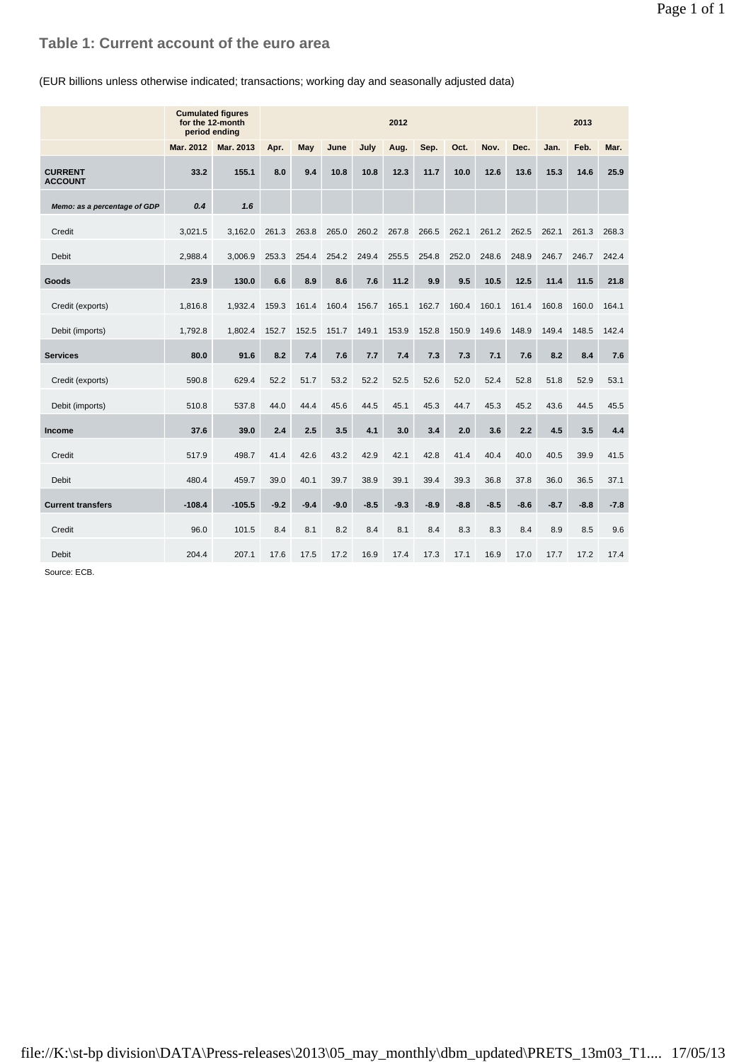## Table 1: Current account of the euro area

(EUR billions unless otherwise indicated; transactions; working day and seasonally adjusted data)

| | Cumulated figures for the 12-month period ending | | 2012 | | | | | | | | | 2013 | | |
|---|---|---|---|---|---|---|---|---|---|---|---|---|---|---|
| | Mar. 2012 | Mar. 2013 | Apr. | May | June | July | Aug. | Sep. | Oct. | Nov. | Dec. | Jan. | Feb. | Mar. |
| **CURRENT ACCOUNT** | **33.2** | **155.1** | **8.0** | **9.4** | **10.8** | **10.8** | **12.3** | **11.7** | **10.0** | **12.6** | **13.6** | **15.3** | **14.6** | **25.9** |
| ***Memo: as a percentage of GDP*** | ***0.4*** | ***1.6*** | | | | | | | | | | | | |
| Credit | 3,021.5 | 3,162.0 | 261.3 | 263.8 | 265.0 | 260.2 | 267.8 | 266.5 | 262.1 | 261.2 | 262.5 | 262.1 | 261.3 | 268.3 |
| Debit | 2,988.4 | 3,006.9 | 253.3 | 254.4 | 254.2 | 249.4 | 255.5 | 254.8 | 252.0 | 248.6 | 248.9 | 246.7 | 246.7 | 242.4 |
| **Goods** | **23.9** | **130.0** | **6.6** | **8.9** | **8.6** | **7.6** | **11.2** | **9.9** | **9.5** | **10.5** | **12.5** | **11.4** | **11.5** | **21.8** |
| Credit (exports) | 1,816.8 | 1,932.4 | 159.3 | 161.4 | 160.4 | 156.7 | 165.1 | 162.7 | 160.4 | 160.1 | 161.4 | 160.8 | 160.0 | 164.1 |
| Debit (imports) | 1,792.8 | 1,802.4 | 152.7 | 152.5 | 151.7 | 149.1 | 153.9 | 152.8 | 150.9 | 149.6 | 148.9 | 149.4 | 148.5 | 142.4 |
| **Services** | **80.0** | **91.6** | **8.2** | **7.4** | **7.6** | **7.7** | **7.4** | **7.3** | **7.3** | **7.1** | **7.6** | **8.2** | **8.4** | **7.6** |
| Credit (exports) | 590.8 | 629.4 | 52.2 | 51.7 | 53.2 | 52.2 | 52.5 | 52.6 | 52.0 | 52.4 | 52.8 | 51.8 | 52.9 | 53.1 |
| Debit (imports) | 510.8 | 537.8 | 44.0 | 44.4 | 45.6 | 44.5 | 45.1 | 45.3 | 44.7 | 45.3 | 45.2 | 43.6 | 44.5 | 45.5 |
| **Income** | **37.6** | **39.0** | **2.4** | **2.5** | **3.5** | **4.1** | **3.0** | **3.4** | **2.0** | **3.6** | **2.2** | **4.5** | **3.5** | **4.4** |
| Credit | 517.9 | 498.7 | 41.4 | 42.6 | 43.2 | 42.9 | 42.1 | 42.8 | 41.4 | 40.4 | 40.0 | 40.5 | 39.9 | 41.5 |
| Debit | 480.4 | 459.7 | 39.0 | 40.1 | 39.7 | 38.9 | 39.1 | 39.4 | 39.3 | 36.8 | 37.8 | 36.0 | 36.5 | 37.1 |
| **Current transfers** | **-108.4** | **-105.5** | **-9.2** | **-9.4** | **-9.0** | **-8.5** | **-9.3** | **-8.9** | **-8.8** | **-8.5** | **-8.6** | **-8.7** | **-8.8** | **-7.8** |
| Credit | 96.0 | 101.5 | 8.4 | 8.1 | 8.2 | 8.4 | 8.1 | 8.4 | 8.3 | 8.3 | 8.4 | 8.9 | 8.5 | 9.6 |
| Debit | 204.4 | 207.1 | 17.6 | 17.5 | 17.2 | 16.9 | 17.4 | 17.3 | 17.1 | 16.9 | 17.0 | 17.7 | 17.2 | 17.4 |

Source: ECB.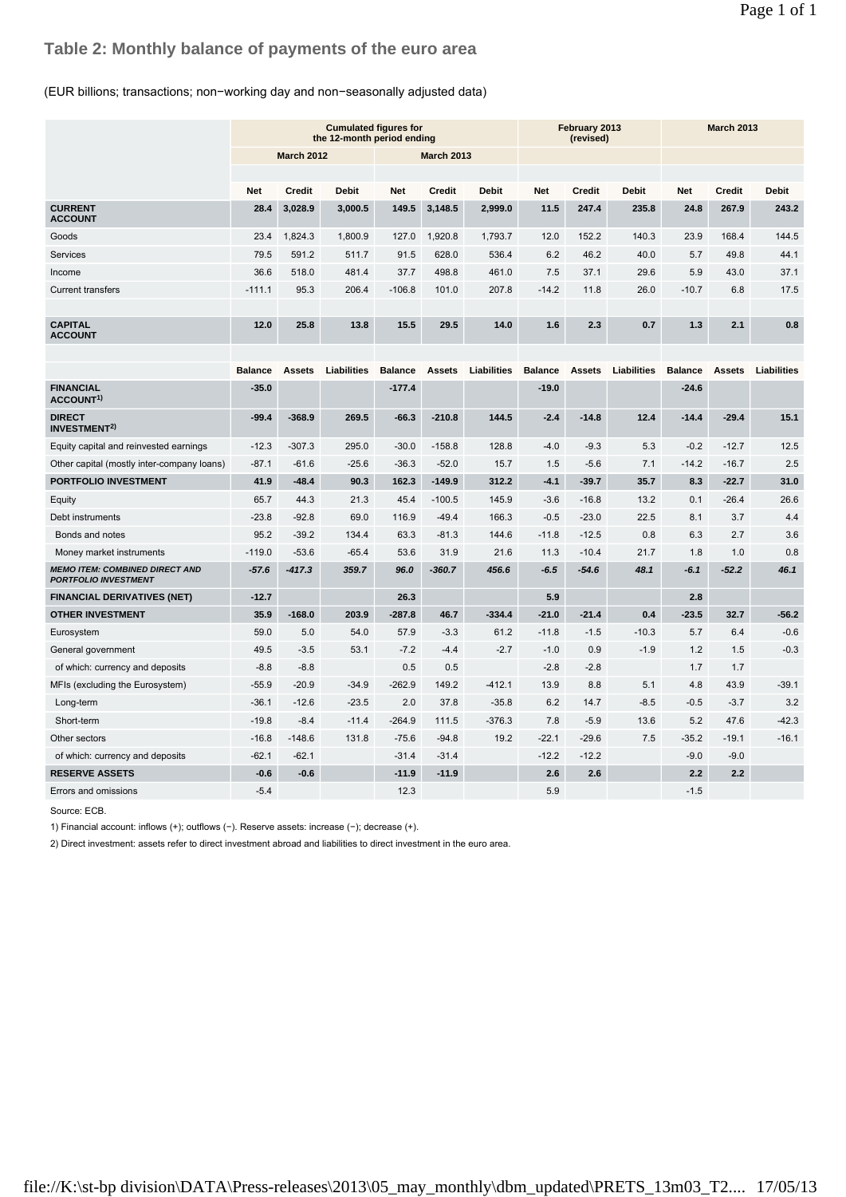## Table 2: Monthly balance of payments of the euro area

(EUR billions; transactions; non−working day and non−seasonally adjusted data)

| | Cumulated figures for the 12-month period ending | | | | | | February 2013 (revised) | | | March 2013 | | |
|---|---|---|---|---|---|---|---|---|---|---|---|---|
| | March 2012 | | | March 2013 | | | | | | | | |
| | Net | Credit | Debit | Net | Credit | Debit | Net | Credit | Debit | Net | Credit | Debit |
| **CURRENT ACCOUNT** | **28.4** | **3,028.9** | **3,000.5** | **149.5** | **3,148.5** | **2,999.0** | **11.5** | **247.4** | **235.8** | **24.8** | **267.9** | **243.2** |
| Goods | 23.4 | 1,824.3 | 1,800.9 | 127.0 | 1,920.8 | 1,793.7 | 12.0 | 152.2 | 140.3 | 23.9 | 168.4 | 144.5 |
| Services | 79.5 | 591.2 | 511.7 | 91.5 | 628.0 | 536.4 | 6.2 | 46.2 | 40.0 | 5.7 | 49.8 | 44.1 |
| Income | 36.6 | 518.0 | 481.4 | 37.7 | 498.8 | 461.0 | 7.5 | 37.1 | 29.6 | 5.9 | 43.0 | 37.1 |
| Current transfers | -111.1 | 95.3 | 206.4 | -106.8 | 101.0 | 207.8 | -14.2 | 11.8 | 26.0 | -10.7 | 6.8 | 17.5 |
| **CAPITAL ACCOUNT** | **12.0** | **25.8** | **13.8** | **15.5** | **29.5** | **14.0** | **1.6** | **2.3** | **0.7** | **1.3** | **2.1** | **0.8** |
| | **Balance** | **Assets** | **Liabilities** | **Balance** | **Assets** | **Liabilities** | **Balance** | **Assets** | **Liabilities** | **Balance** | **Assets** | **Liabilities** |
| **FINANCIAL ACCOUNT[1)]** | **-35.0** | | | **-177.4** | | | **-19.0** | | | **-24.6** | | |
| **DIRECT INVESTMENT[2)]** | **-99.4** | **-368.9** | **269.5** | **-66.3** | **-210.8** | **144.5** | **-2.4** | **-14.8** | **12.4** | **-14.4** | **-29.4** | **15.1** |
| Equity capital and reinvested earnings | -12.3 | -307.3 | 295.0 | -30.0 | -158.8 | 128.8 | -4.0 | -9.3 | 5.3 | -0.2 | -12.7 | 12.5 |
| Other capital (mostly inter-company loans) | -87.1 | -61.6 | -25.6 | -36.3 | -52.0 | 15.7 | 1.5 | -5.6 | 7.1 | -14.2 | -16.7 | 2.5 |
| **PORTFOLIO INVESTMENT** | **41.9** | **-48.4** | **90.3** | **162.3** | **-149.9** | **312.2** | **-4.1** | **-39.7** | **35.7** | **8.3** | **-22.7** | **31.0** |
| Equity | 65.7 | 44.3 | 21.3 | 45.4 | -100.5 | 145.9 | -3.6 | -16.8 | 13.2 | 0.1 | -26.4 | 26.6 |
| Debt instruments | -23.8 | -92.8 | 69.0 | 116.9 | -49.4 | 166.3 | -0.5 | -23.0 | 22.5 | 8.1 | 3.7 | 4.4 |
| Bonds and notes | 95.2 | -39.2 | 134.4 | 63.3 | -81.3 | 144.6 | -11.8 | -12.5 | 0.8 | 6.3 | 2.7 | 3.6 |
| Money market instruments | -119.0 | -53.6 | -65.4 | 53.6 | 31.9 | 21.6 | 11.3 | -10.4 | 21.7 | 1.8 | 1.0 | 0.8 |
| ***MEMO ITEM: COMBINED DIRECT AND PORTFOLIO INVESTMENT*** | ***-57.6*** | ***-417.3*** | ***359.7*** | ***96.0*** | ***-360.7*** | ***456.6*** | ***-6.5*** | ***-54.6*** | ***48.1*** | ***-6.1*** | ***-52.2*** | ***46.1*** |
| **FINANCIAL DERIVATIVES (NET)** | **-12.7** | | | **26.3** | | | **5.9** | | | **2.8** | | |
| **OTHER INVESTMENT** | **35.9** | **-168.0** | **203.9** | **-287.8** | **46.7** | **-334.4** | **-21.0** | **-21.4** | **0.4** | **-23.5** | **32.7** | **-56.2** |
| Eurosystem | 59.0 | 5.0 | 54.0 | 57.9 | -3.3 | 61.2 | -11.8 | -1.5 | -10.3 | 5.7 | 6.4 | -0.6 |
| General government | 49.5 | -3.5 | 53.1 | -7.2 | -4.4 | -2.7 | -1.0 | 0.9 | -1.9 | 1.2 | 1.5 | -0.3 |
| of which: currency and deposits | -8.8 | -8.8 | | 0.5 | 0.5 | | -2.8 | -2.8 | | 1.7 | 1.7 | |
| MFIs (excluding the Eurosystem) | -55.9 | -20.9 | -34.9 | -262.9 | 149.2 | -412.1 | 13.9 | 8.8 | 5.1 | 4.8 | 43.9 | -39.1 |
| Long-term | -36.1 | -12.6 | -23.5 | 2.0 | 37.8 | -35.8 | 6.2 | 14.7 | -8.5 | -0.5 | -3.7 | 3.2 |
| Short-term | -19.8 | -8.4 | -11.4 | -264.9 | 111.5 | -376.3 | 7.8 | -5.9 | 13.6 | 5.2 | 47.6 | -42.3 |
| Other sectors | -16.8 | -148.6 | 131.8 | -75.6 | -94.8 | 19.2 | -22.1 | -29.6 | 7.5 | -35.2 | -19.1 | -16.1 |
| of which: currency and deposits | -62.1 | -62.1 | | -31.4 | -31.4 | | -12.2 | -12.2 | | -9.0 | -9.0 | |
| **RESERVE ASSETS** | **-0.6** | **-0.6** | | **-11.9** | **-11.9** | | **2.6** | **2.6** | | **2.2** | **2.2** | |
| Errors and omissions | -5.4 | | | 12.3 | | | 5.9 | | | -1.5 | | |

Source: ECB.

1) Financial account: inflows (+); outflows (−). Reserve assets: increase (−); decrease (+).

2) Direct investment: assets refer to direct investment abroad and liabilities to direct investment in the euro area.